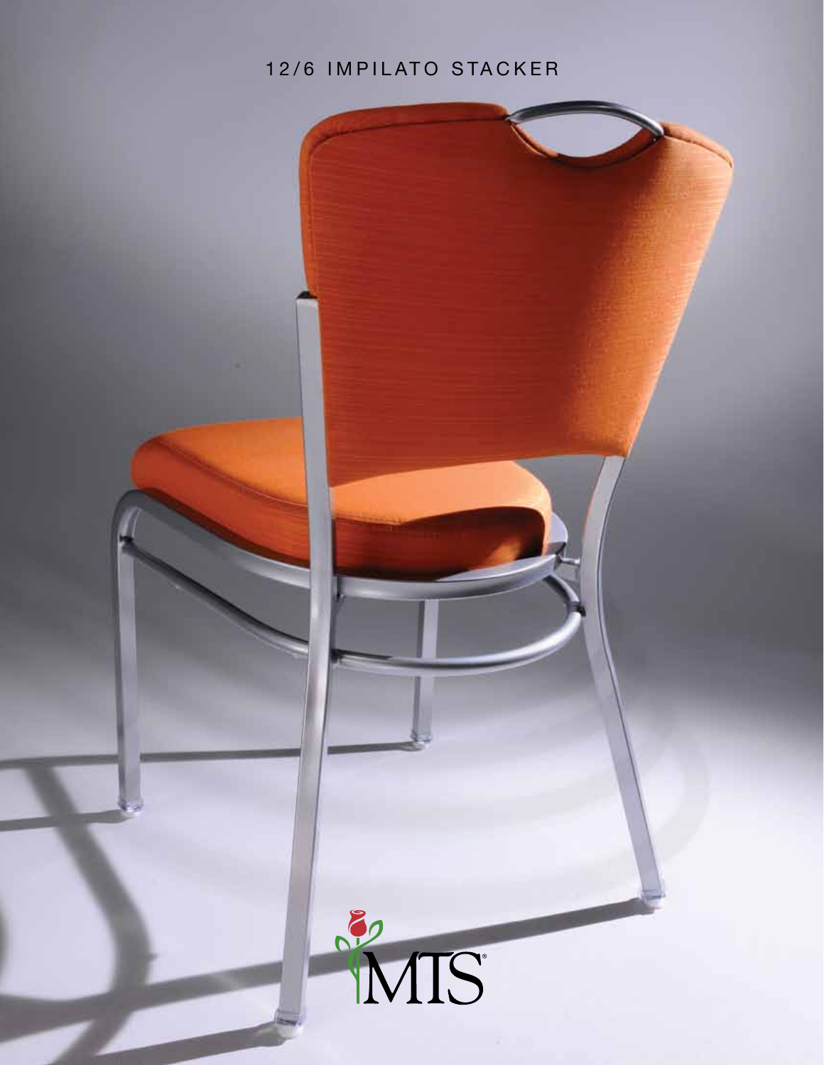# 12/6 IMPILATO STACKER

MTS®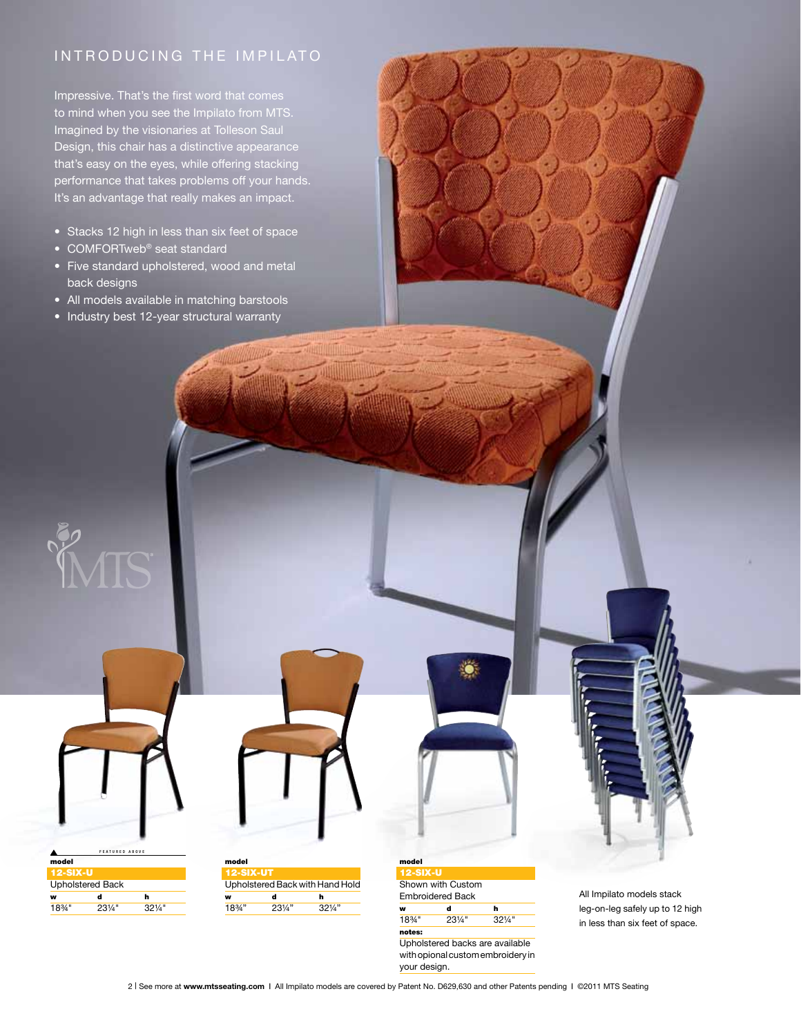## INTRODUCING THE IMPILATO

Impressive. That's the first word that comes to mind when you see the Impilato from MTS. Imagined by the visionaries at Tolleson Saul Design, this chair has a distinctive appearance that's easy on the eyes, while offering stacking performance that takes problems off your hands. It's an advantage that really makes an impact.

- Stacks 12 high in less than six feet of space
- COMFORTweb® seat standard
- Five standard upholstered, wood and metal back designs
- All models available in matching barstools
- Industry best 12-year structural warranty

▲ FEATURED ABOVE

**model**
**12-SIX-U**
Upholstered Back

| w | d | h |
|---|---|---|
| 18¾" | 23¼" | 32¼" |

**model**
**12-SIX-UT**
Upholstered Back with Hand Hold

| w | d | h |
|---|---|---|
| 18¾" | 23¼" | 32¼" |

**model**
**12-SIX-U**
Shown with Custom Embroidered Back

| w | d | h |
|---|---|---|
| 18¾" | 23¼" | 32¼" |

**notes:**
Upholstered backs are available with opional custom embroidery in your design.

All Impilato models stack leg-on-leg safely up to 12 high in less than six feet of space.

See more at **www.mtsseating.com** | All Impilato models are covered by Patent No. D629,630 and other Patents pending | ©2011 MTS Seating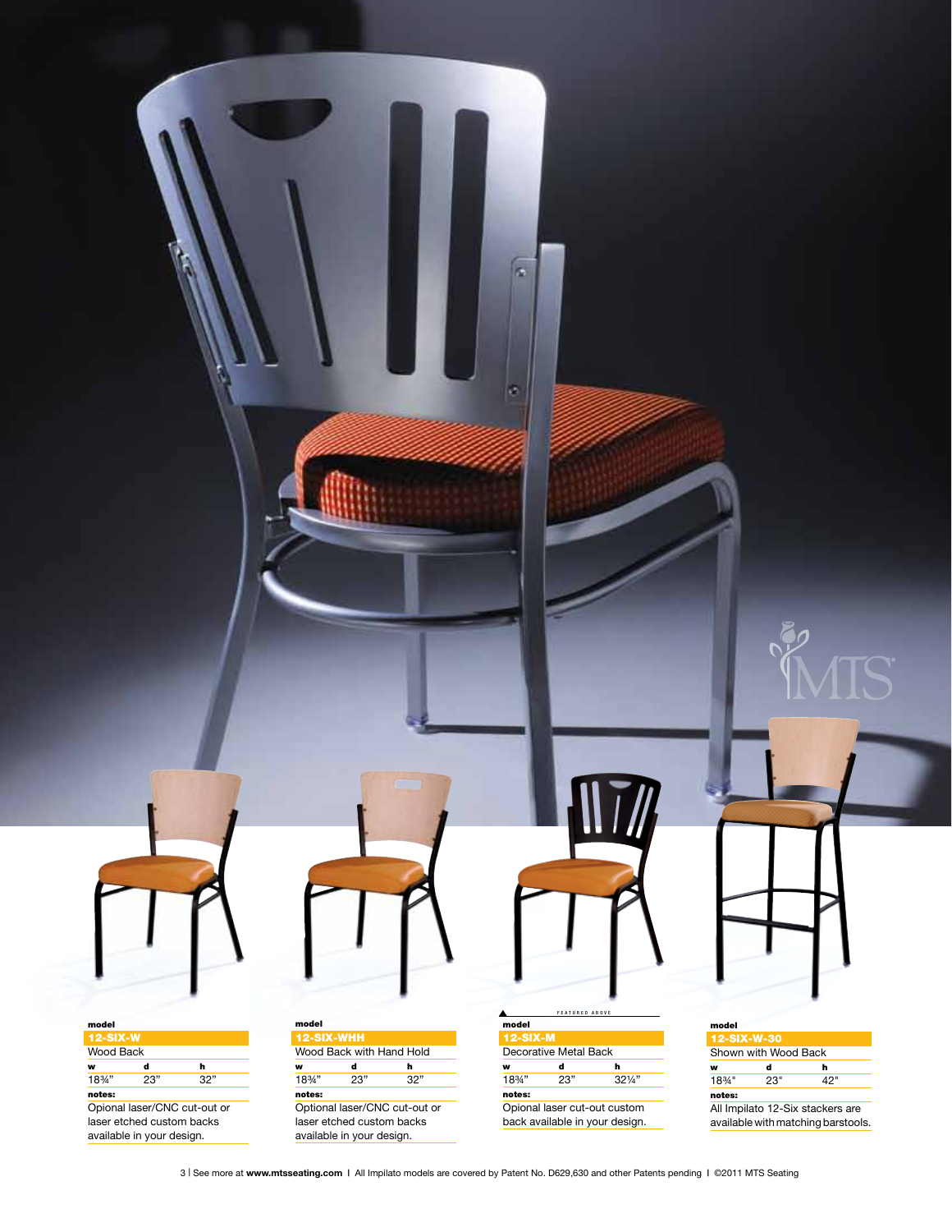FEATURED ABOVE

**model**

**12-SIX-W**

Wood Back

| w | d | h |
| --- | --- | --- |
| 18¾" | 23" | 32" |

**notes:**

Opional laser/CNC cut-out or laser etched custom backs available in your design.

**model**

**12-SIX-WHH**

Wood Back with Hand Hold

| w | d | h |
| --- | --- | --- |
| 18¾" | 23" | 32" |

**notes:**

Optional laser/CNC cut-out or laser etched custom backs available in your design.

**model**

**12-SIX-M**

Decorative Metal Back

| w | d | h |
| --- | --- | --- |
| 18¾" | 23" | 32¼" |

**notes:**

Opional laser cut-out custom back available in your design.

**model**

**12-SIX-W-30**

Shown with Wood Back

| w | d | h |
| --- | --- | --- |
| 18¾" | 23" | 42" |

**notes:**

All Impilato 12-Six stackers are available with matching barstools.

See more at **www.mtsseating.com** | All Impilato models are covered by Patent No. D629,630 and other Patents pending | ©2011 MTS Seating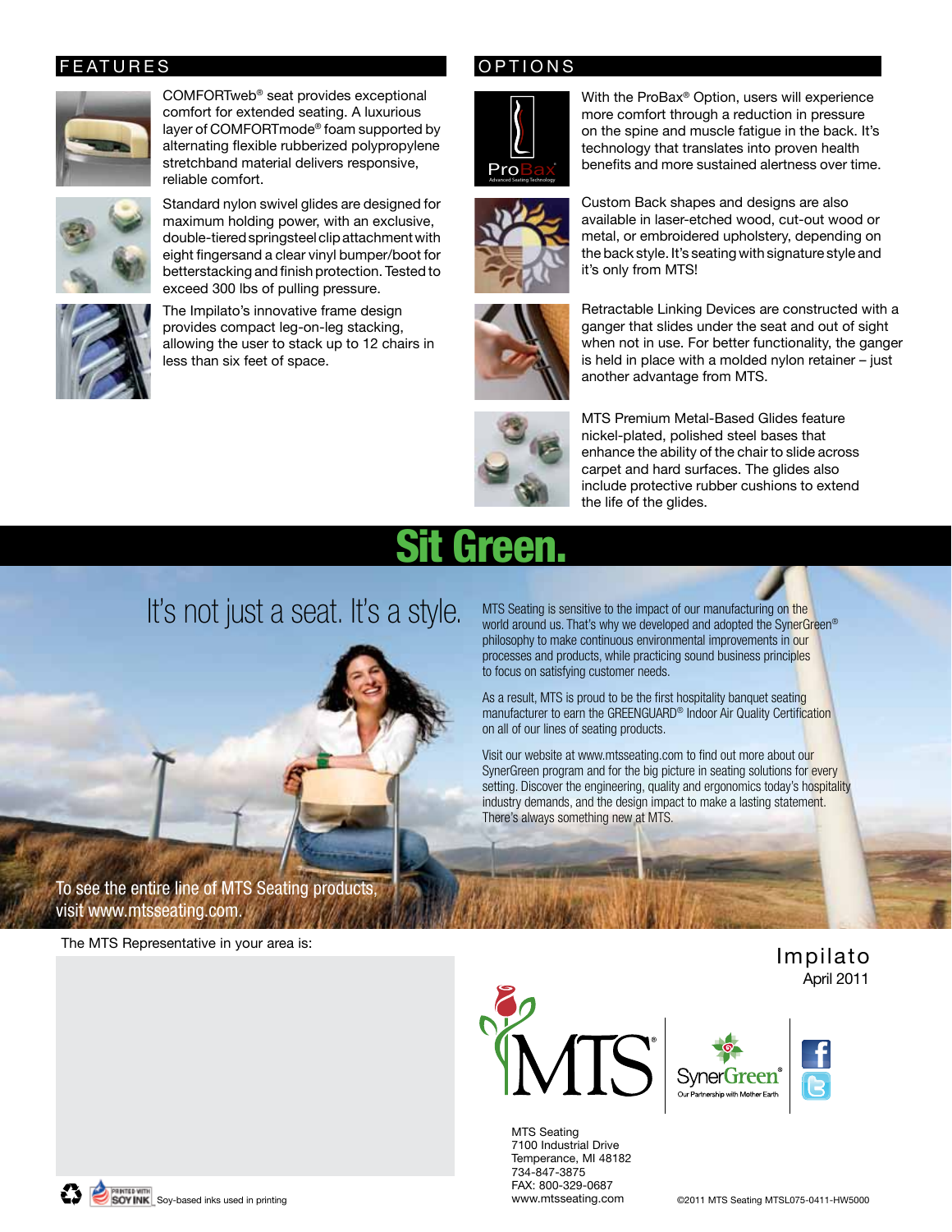## FEATURES

COMFORTweb® seat provides exceptional comfort for extended seating. A luxurious layer of COMFORTmode® foam supported by alternating flexible rubberized polypropylene stretchband material delivers responsive, reliable comfort.

Standard nylon swivel glides are designed for maximum holding power, with an exclusive, double-tiered springsteel clip attachment with eight fingersand a clear vinyl bumper/boot for betterstacking and finish protection. Tested to exceed 300 lbs of pulling pressure.

The Impilato's innovative frame design provides compact leg-on-leg stacking, allowing the user to stack up to 12 chairs in less than six feet of space.

## OPTIONS

With the ProBax® Option, users will experience more comfort through a reduction in pressure on the spine and muscle fatigue in the back. It's technology that translates into proven health benefits and more sustained alertness over time.

Custom Back shapes and designs are also available in laser-etched wood, cut-out wood or metal, or embroidered upholstery, depending on the back style. It's seating with signature style and it's only from MTS!

Retractable Linking Devices are constructed with a ganger that slides under the seat and out of sight when not in use. For better functionality, the ganger is held in place with a molded nylon retainer – just another advantage from MTS.

MTS Premium Metal-Based Glides feature nickel-plated, polished steel bases that enhance the ability of the chair to slide across carpet and hard surfaces. The glides also include protective rubber cushions to extend the life of the glides.

# Sit Green.

## It's not just a seat. It's a style.

MTS Seating is sensitive to the impact of our manufacturing on the world around us. That's why we developed and adopted the SynerGreen® philosophy to make continuous environmental improvements in our processes and products, while practicing sound business principles to focus on satisfying customer needs.

As a result, MTS is proud to be the first hospitality banquet seating manufacturer to earn the GREENGUARD® Indoor Air Quality Certification on all of our lines of seating products.

Visit our website at www.mtsseating.com to find out more about our SynerGreen program and for the big picture in seating solutions for every setting. Discover the engineering, quality and ergonomics today's hospitality industry demands, and the design impact to make a lasting statement. There's always something new at MTS.

To see the entire line of MTS Seating products, visit www.mtsseating.com.

The MTS Representative in your area is:

Impilato
April 2011

MTS Seating
7100 Industrial Drive
Temperance, MI 48182
734-847-3875
FAX: 800-329-0687
www.mtsseating.com

Soy-based inks used in printing

©2011 MTS Seating MTSL075-0411-HW5000